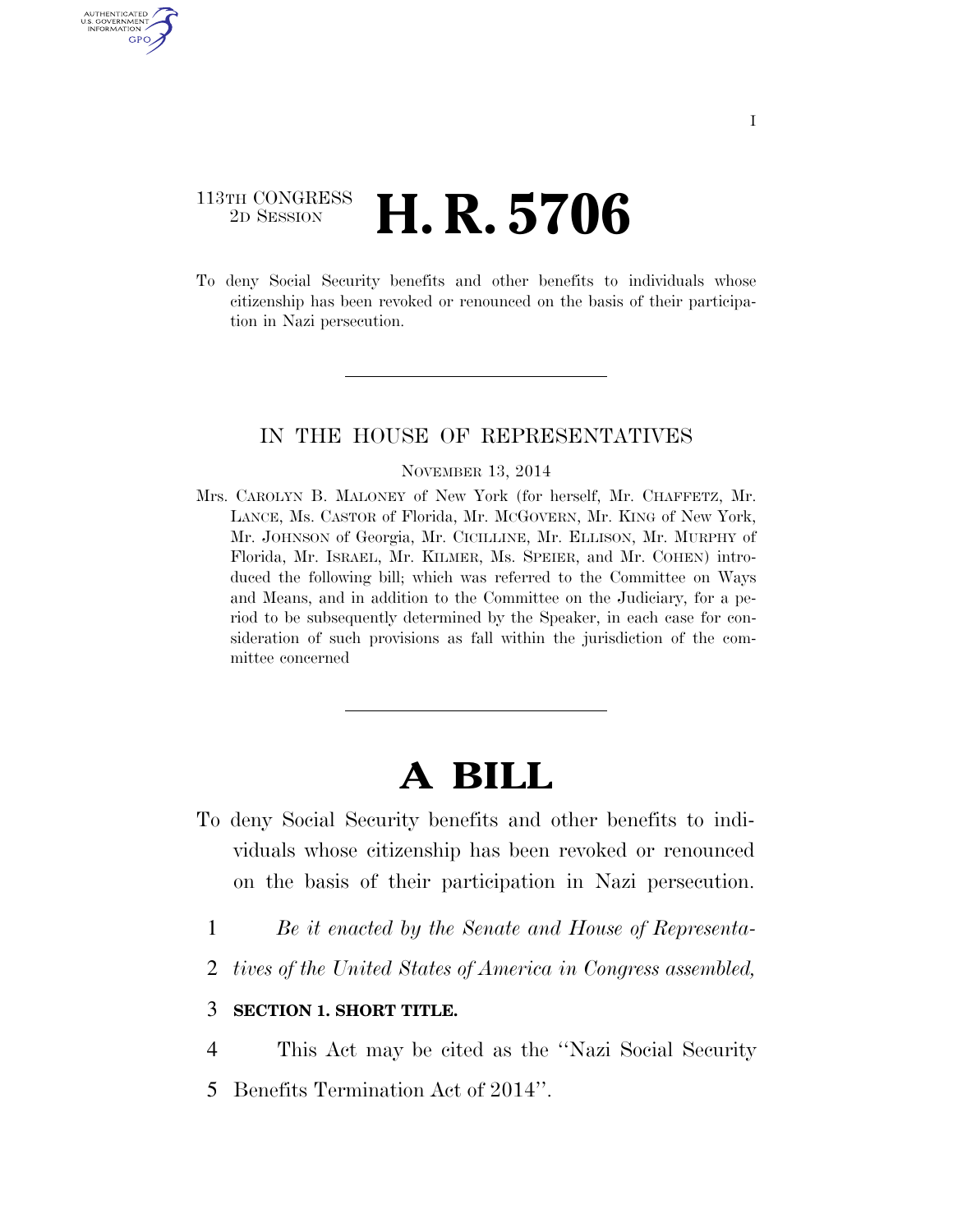113TH CONGRESS
2D SESSION

# H. R. 5706

To deny Social Security benefits and other benefits to individuals whose citizenship has been revoked or renounced on the basis of their participation in Nazi persecution.

IN THE HOUSE OF REPRESENTATIVES

NOVEMBER 13, 2014

Mrs. CAROLYN B. MALONEY of New York (for herself, Mr. CHAFFETZ, Mr. LANCE, Ms. CASTOR of Florida, Mr. MCGOVERN, Mr. KING of New York, Mr. JOHNSON of Georgia, Mr. CICILLINE, Mr. ELLISON, Mr. MURPHY of Florida, Mr. ISRAEL, Mr. KILMER, Ms. SPEIER, and Mr. COHEN) introduced the following bill; which was referred to the Committee on Ways and Means, and in addition to the Committee on the Judiciary, for a period to be subsequently determined by the Speaker, in each case for consideration of such provisions as fall within the jurisdiction of the committee concerned

# A BILL

To deny Social Security benefits and other benefits to individuals whose citizenship has been revoked or renounced on the basis of their participation in Nazi persecution.

1 *Be it enacted by the Senate and House of Representa-*
2 *tives of the United States of America in Congress assembled,*

3 **SECTION 1. SHORT TITLE.**

4 This Act may be cited as the ''Nazi Social Security
5 Benefits Termination Act of 2014''.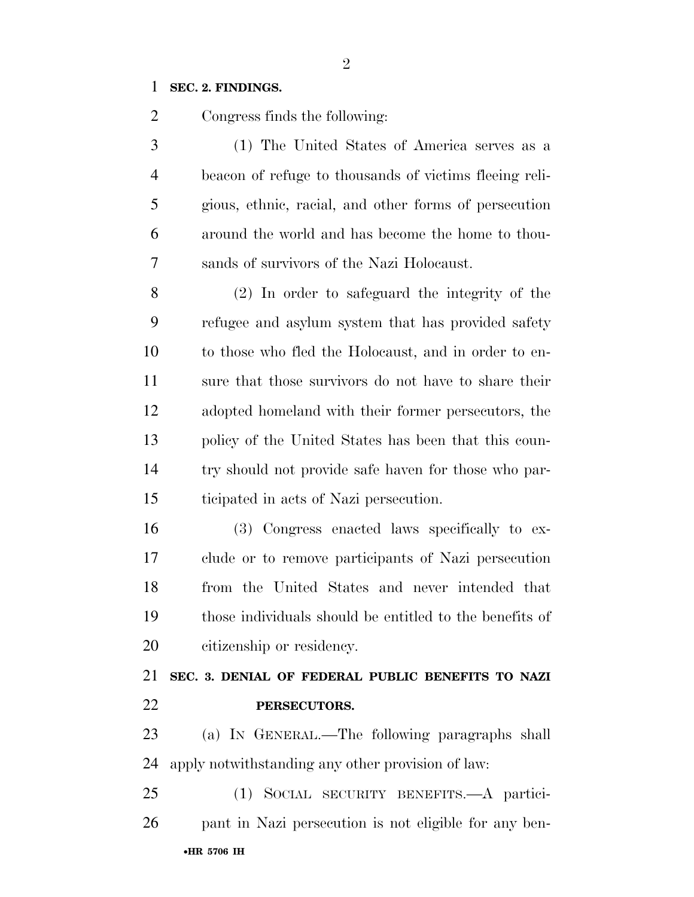**SEC. 2. FINDINGS.**

Congress finds the following:

(1) The United States of America serves as a beacon of refuge to thousands of victims fleeing religious, ethnic, racial, and other forms of persecution around the world and has become the home to thousands of survivors of the Nazi Holocaust.

(2) In order to safeguard the integrity of the refugee and asylum system that has provided safety to those who fled the Holocaust, and in order to ensure that those survivors do not have to share their adopted homeland with their former persecutors, the policy of the United States has been that this country should not provide safe haven for those who participated in acts of Nazi persecution.

(3) Congress enacted laws specifically to exclude or to remove participants of Nazi persecution from the United States and never intended that those individuals should be entitled to the benefits of citizenship or residency.

**SEC. 3. DENIAL OF FEDERAL PUBLIC BENEFITS TO NAZI PERSECUTORS.**

(a) IN GENERAL.—The following paragraphs shall apply notwithstanding any other provision of law:

(1) SOCIAL SECURITY BENEFITS.—A participant in Nazi persecution is not eligible for any ben-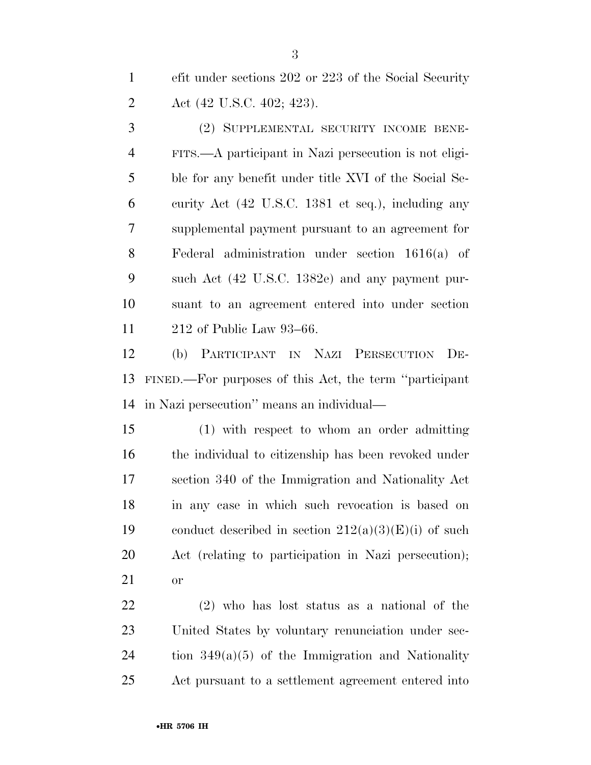efit under sections 202 or 223 of the Social Security Act (42 U.S.C. 402; 423).

(2) SUPPLEMENTAL SECURITY INCOME BENEFITS.—A participant in Nazi persecution is not eligible for any benefit under title XVI of the Social Security Act (42 U.S.C. 1381 et seq.), including any supplemental payment pursuant to an agreement for Federal administration under section 1616(a) of such Act (42 U.S.C. 1382e) and any payment pursuant to an agreement entered into under section 212 of Public Law 93–66.

(b) PARTICIPANT IN NAZI PERSECUTION DEFINED.—For purposes of this Act, the term ''participant in Nazi persecution'' means an individual—

(1) with respect to whom an order admitting the individual to citizenship has been revoked under section 340 of the Immigration and Nationality Act in any case in which such revocation is based on conduct described in section 212(a)(3)(E)(i) of such Act (relating to participation in Nazi persecution); or

(2) who has lost status as a national of the United States by voluntary renunciation under section 349(a)(5) of the Immigration and Nationality Act pursuant to a settlement agreement entered into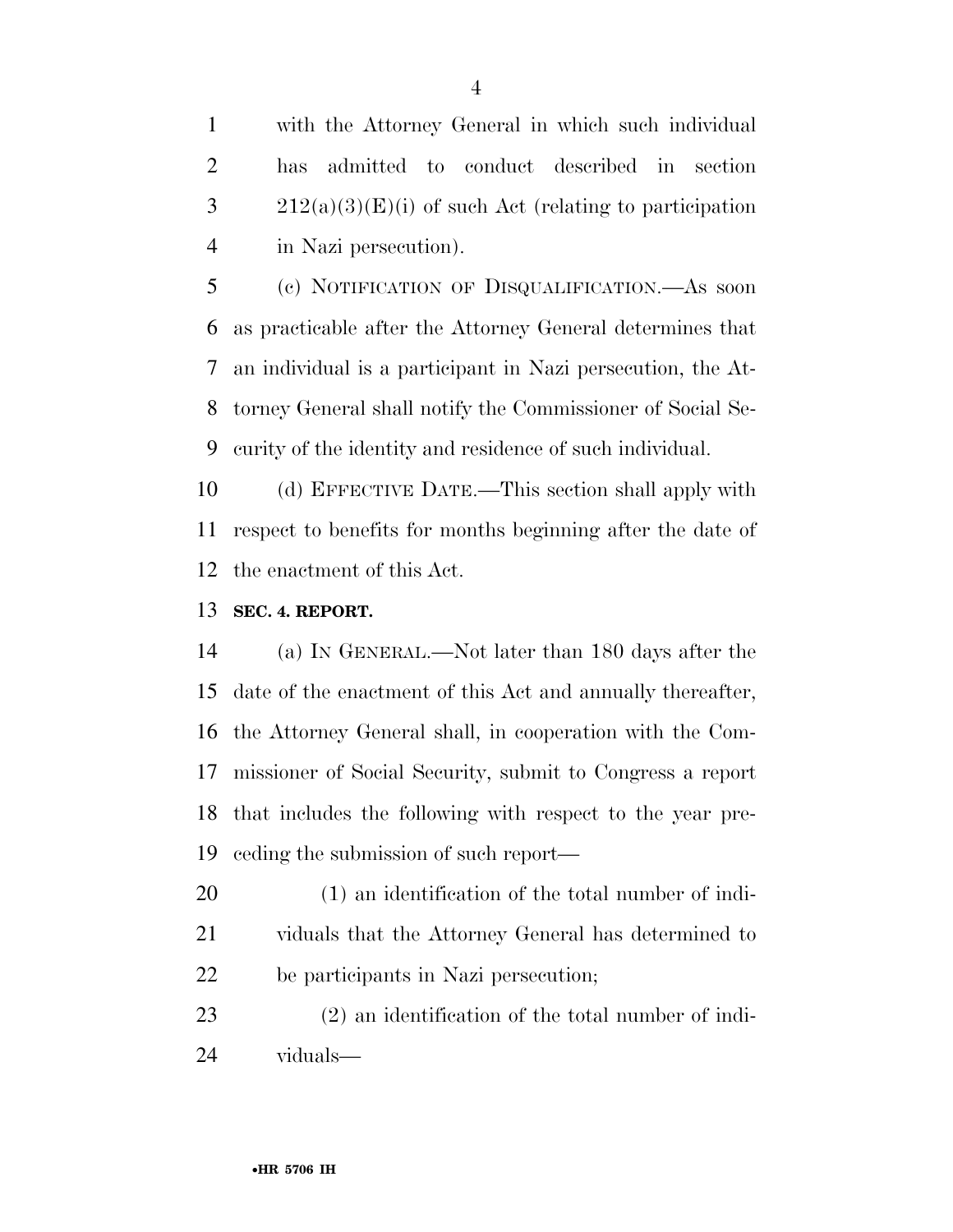with the Attorney General in which such individual has admitted to conduct described in section 212(a)(3)(E)(i) of such Act (relating to participation in Nazi persecution).

(c) NOTIFICATION OF DISQUALIFICATION.—As soon as practicable after the Attorney General determines that an individual is a participant in Nazi persecution, the Attorney General shall notify the Commissioner of Social Security of the identity and residence of such individual.

(d) EFFECTIVE DATE.—This section shall apply with respect to benefits for months beginning after the date of the enactment of this Act.

**SEC. 4. REPORT.**

(a) IN GENERAL.—Not later than 180 days after the date of the enactment of this Act and annually thereafter, the Attorney General shall, in cooperation with the Commissioner of Social Security, submit to Congress a report that includes the following with respect to the year preceding the submission of such report—

(1) an identification of the total number of individuals that the Attorney General has determined to be participants in Nazi persecution;

(2) an identification of the total number of individuals—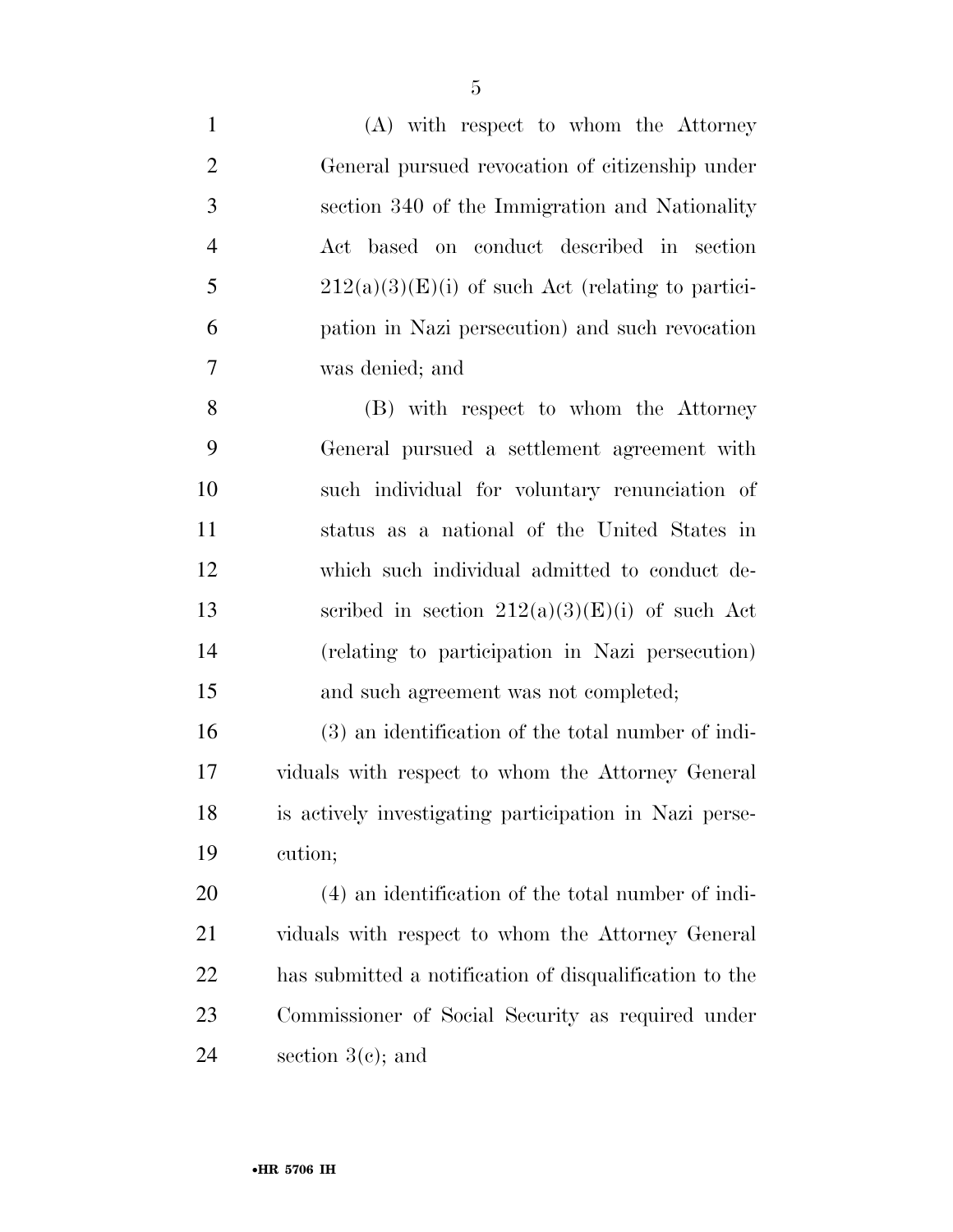(A) with respect to whom the Attorney General pursued revocation of citizenship under section 340 of the Immigration and Nationality Act based on conduct described in section 212(a)(3)(E)(i) of such Act (relating to participation in Nazi persecution) and such revocation was denied; and

(B) with respect to whom the Attorney General pursued a settlement agreement with such individual for voluntary renunciation of status as a national of the United States in which such individual admitted to conduct described in section 212(a)(3)(E)(i) of such Act (relating to participation in Nazi persecution) and such agreement was not completed;

(3) an identification of the total number of individuals with respect to whom the Attorney General is actively investigating participation in Nazi persecution;

(4) an identification of the total number of individuals with respect to whom the Attorney General has submitted a notification of disqualification to the Commissioner of Social Security as required under section 3(c); and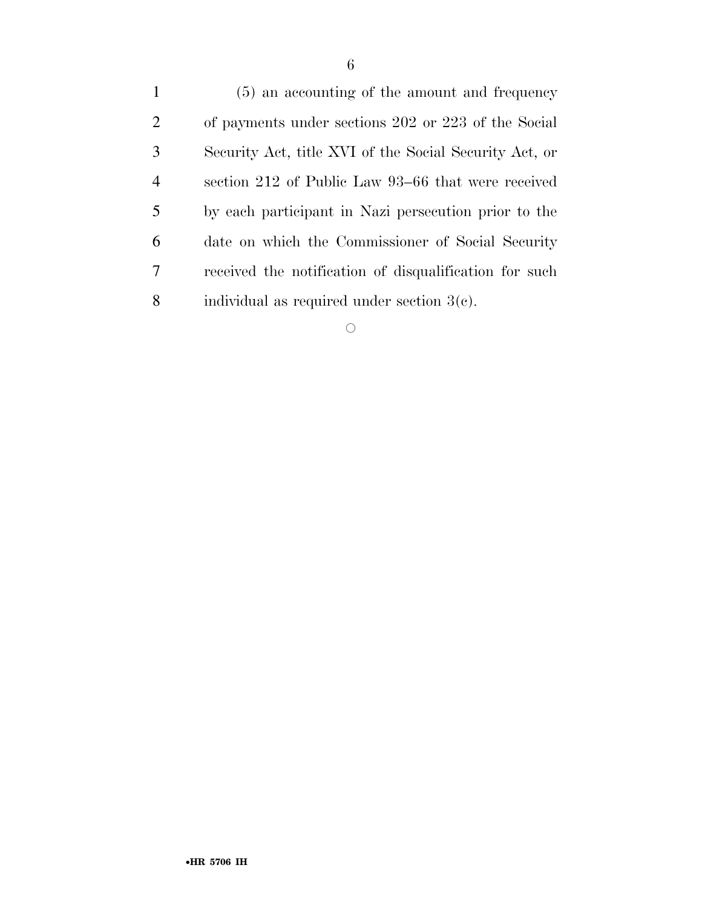(5) an accounting of the amount and frequency of payments under sections 202 or 223 of the Social Security Act, title XVI of the Social Security Act, or section 212 of Public Law 93–66 that were received by each participant in Nazi persecution prior to the date on which the Commissioner of Social Security received the notification of disqualification for such individual as required under section 3(c).